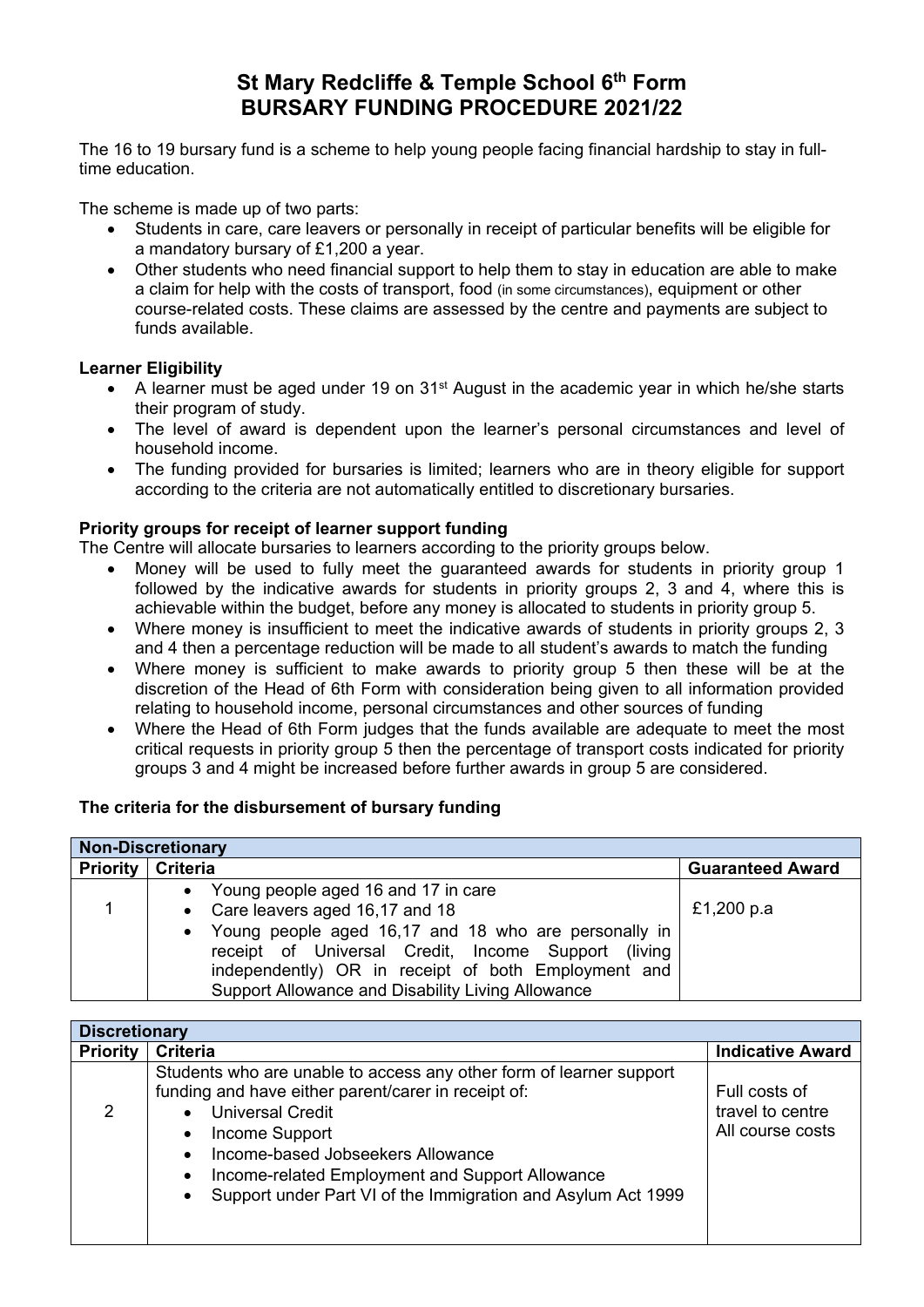# St Mary Redcliffe & Temple School 6th Form
# BURSARY FUNDING PROCEDURE 2021/22

The 16 to 19 bursary fund is a scheme to help young people facing financial hardship to stay in full-time education.

The scheme is made up of two parts:

- Students in care, care leavers or personally in receipt of particular benefits will be eligible for a mandatory bursary of £1,200 a year.
- Other students who need financial support to help them to stay in education are able to make a claim for help with the costs of transport, food (in some circumstances), equipment or other course-related costs. These claims are assessed by the centre and payments are subject to funds available.

**Learner Eligibility**

- A learner must be aged under 19 on 31st August in the academic year in which he/she starts their program of study.
- The level of award is dependent upon the learner's personal circumstances and level of household income.
- The funding provided for bursaries is limited; learners who are in theory eligible for support according to the criteria are not automatically entitled to discretionary bursaries.

**Priority groups for receipt of learner support funding**

The Centre will allocate bursaries to learners according to the priority groups below.

- Money will be used to fully meet the guaranteed awards for students in priority group 1 followed by the indicative awards for students in priority groups 2, 3 and 4, where this is achievable within the budget, before any money is allocated to students in priority group 5.
- Where money is insufficient to meet the indicative awards of students in priority groups 2, 3 and 4 then a percentage reduction will be made to all student's awards to match the funding
- Where money is sufficient to make awards to priority group 5 then these will be at the discretion of the Head of 6th Form with consideration being given to all information provided relating to household income, personal circumstances and other sources of funding
- Where the Head of 6th Form judges that the funds available are adequate to meet the most critical requests in priority group 5 then the percentage of transport costs indicated for priority groups 3 and 4 might be increased before further awards in group 5 are considered.

**The criteria for the disbursement of bursary funding**

| Non-Discretionary | | |
|---|---|---|
| **Priority** | **Criteria** | **Guaranteed Award** |
| 1 | • Young people aged 16 and 17 in care<br>• Care leavers aged 16,17 and 18<br>• Young people aged 16,17 and 18 who are personally in receipt of Universal Credit, Income Support (living independently) OR in receipt of both Employment and Support Allowance and Disability Living Allowance | £1,200 p.a |

| Discretionary | | |
|---|---|---|
| **Priority** | **Criteria** | **Indicative Award** |
| 2 | Students who are unable to access any other form of learner support funding and have either parent/carer in receipt of:<br>• Universal Credit<br>• Income Support<br>• Income-based Jobseekers Allowance<br>• Income-related Employment and Support Allowance<br>• Support under Part VI of the Immigration and Asylum Act 1999 | Full costs of travel to centre<br>All course costs |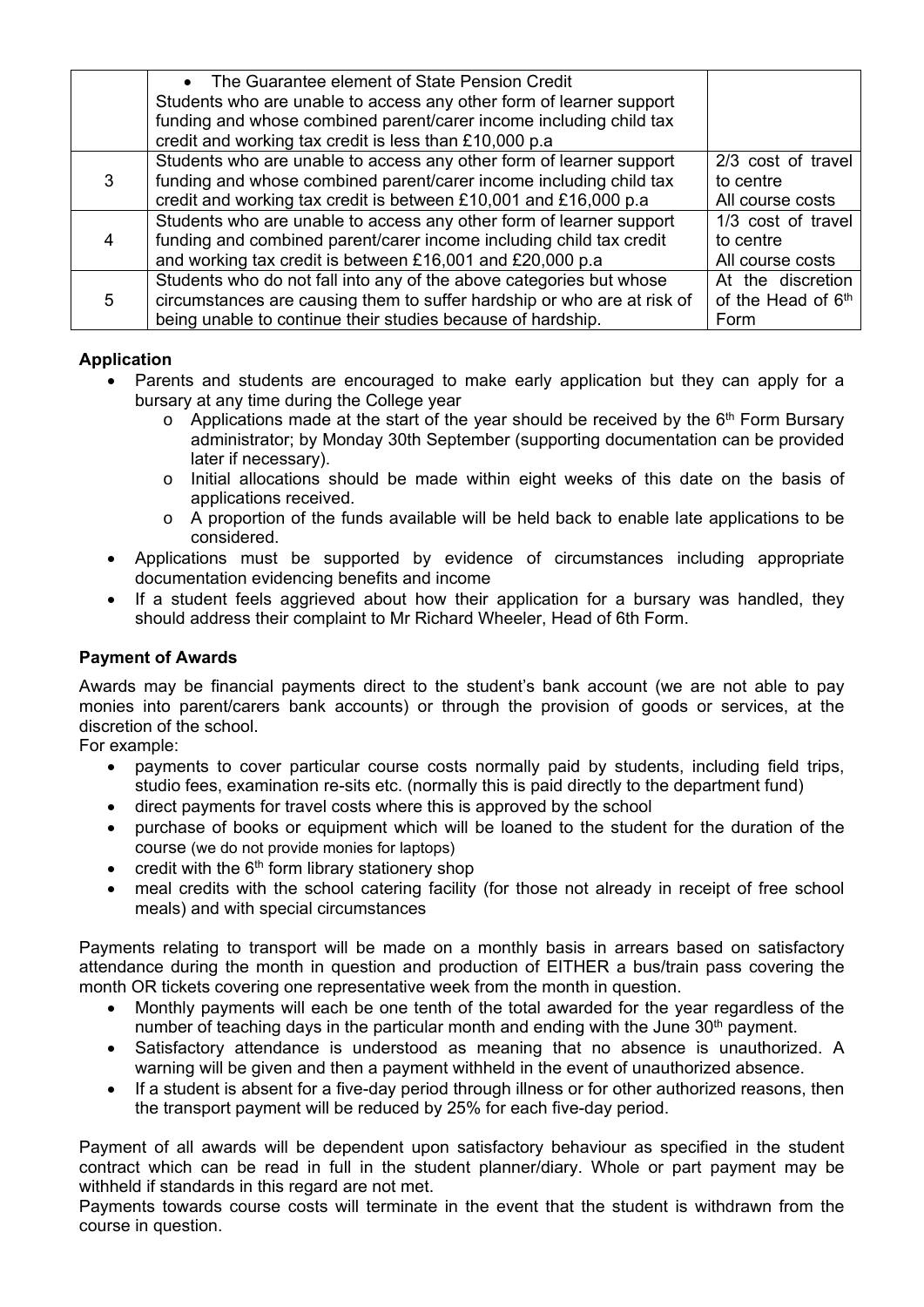| | | |
|---|---|---|
| | • The Guarantee element of State Pension Credit<br>Students who are unable to access any other form of learner support funding and whose combined parent/carer income including child tax credit and working tax credit is less than £10,000 p.a | |
| 3 | Students who are unable to access any other form of learner support funding and whose combined parent/carer income including child tax credit and working tax credit is between £10,001 and £16,000 p.a | 2/3 cost of travel to centre<br>All course costs |
| 4 | Students who are unable to access any other form of learner support funding and combined parent/carer income including child tax credit and working tax credit is between £16,001 and £20,000 p.a | 1/3 cost of travel to centre<br>All course costs |
| 5 | Students who do not fall into any of the above categories but whose circumstances are causing them to suffer hardship or who are at risk of being unable to continue their studies because of hardship. | At the discretion of the Head of 6th Form |

**Application**

- Parents and students are encouraged to make early application but they can apply for a bursary at any time during the College year
  - Applications made at the start of the year should be received by the 6th Form Bursary administrator; by Monday 30th September (supporting documentation can be provided later if necessary).
  - Initial allocations should be made within eight weeks of this date on the basis of applications received.
  - A proportion of the funds available will be held back to enable late applications to be considered.
- Applications must be supported by evidence of circumstances including appropriate documentation evidencing benefits and income
- If a student feels aggrieved about how their application for a bursary was handled, they should address their complaint to Mr Richard Wheeler, Head of 6th Form.

**Payment of Awards**

Awards may be financial payments direct to the student's bank account (we are not able to pay monies into parent/carers bank accounts) or through the provision of goods or services, at the discretion of the school.

For example:

- payments to cover particular course costs normally paid by students, including field trips, studio fees, examination re-sits etc. (normally this is paid directly to the department fund)
- direct payments for travel costs where this is approved by the school
- purchase of books or equipment which will be loaned to the student for the duration of the course (we do not provide monies for laptops)
- credit with the 6th form library stationery shop
- meal credits with the school catering facility (for those not already in receipt of free school meals) and with special circumstances

Payments relating to transport will be made on a monthly basis in arrears based on satisfactory attendance during the month in question and production of EITHER a bus/train pass covering the month OR tickets covering one representative week from the month in question.

- Monthly payments will each be one tenth of the total awarded for the year regardless of the number of teaching days in the particular month and ending with the June 30th payment.
- Satisfactory attendance is understood as meaning that no absence is unauthorized. A warning will be given and then a payment withheld in the event of unauthorized absence.
- If a student is absent for a five-day period through illness or for other authorized reasons, then the transport payment will be reduced by 25% for each five-day period.

Payment of all awards will be dependent upon satisfactory behaviour as specified in the student contract which can be read in full in the student planner/diary. Whole or part payment may be withheld if standards in this regard are not met.

Payments towards course costs will terminate in the event that the student is withdrawn from the course in question.